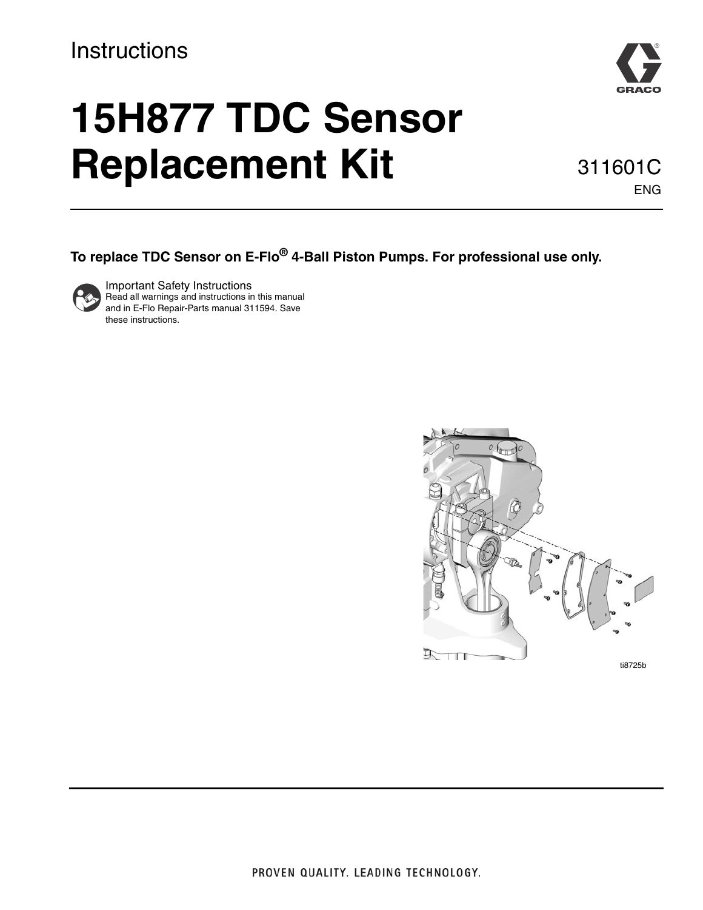Instructions

# 15H877 TDC Sensor Replacement Kit

311601C

ENG

**To replace TDC Sensor on E-Flo® 4-Ball Piston Pumps. For professional use only.**

Important Safety Instructions
Read all warnings and instructions in this manual and in E-Flo Repair-Parts manual 311594. Save these instructions.

ti8725b

PROVEN QUALITY. LEADING TECHNOLOGY.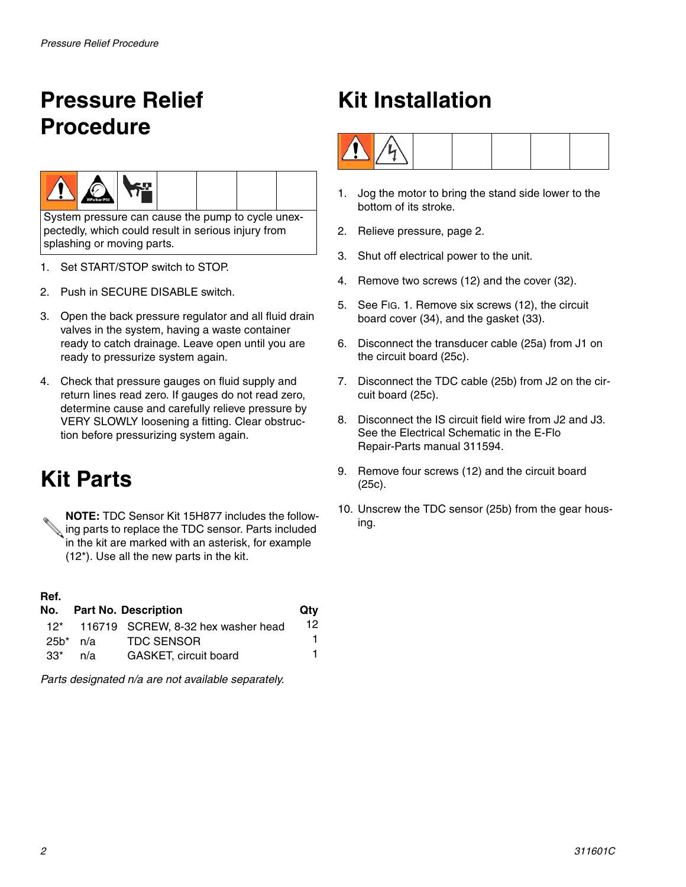## Pressure Relief Procedure

System pressure can cause the pump to cycle unexpectedly, which could result in serious injury from splashing or moving parts.

1. Set START/STOP switch to STOP.
2. Push in SECURE DISABLE switch.
3. Open the back pressure regulator and all fluid drain valves in the system, having a waste container ready to catch drainage. Leave open until you are ready to pressurize system again.
4. Check that pressure gauges on fluid supply and return lines read zero. If gauges do not read zero, determine cause and carefully relieve pressure by VERY SLOWLY loosening a fitting. Clear obstruction before pressurizing system again.

## Kit Parts

**NOTE:** TDC Sensor Kit 15H877 includes the following parts to replace the TDC sensor. Parts included in the kit are marked with an asterisk, for example (12*). Use all the new parts in the kit.

| Ref. No. | Part No. | Description | Qty |
|---|---|---|---|
| 12* | 116719 | SCREW, 8-32 hex washer head | 12 |
| 25b* | n/a | TDC SENSOR | 1 |
| 33* | n/a | GASKET, circuit board | 1 |

*Parts designated n/a are not available separately.*

## Kit Installation

1. Jog the motor to bring the stand side lower to the bottom of its stroke.
2. Relieve pressure, page 2.
3. Shut off electrical power to the unit.
4. Remove two screws (12) and the cover (32).
5. See FIG. 1. Remove six screws (12), the circuit board cover (34), and the gasket (33).
6. Disconnect the transducer cable (25a) from J1 on the circuit board (25c).
7. Disconnect the TDC cable (25b) from J2 on the circuit board (25c).
8. Disconnect the IS circuit field wire from J2 and J3. See the Electrical Schematic in the E-Flo Repair-Parts manual 311594.
9. Remove four screws (12) and the circuit board (25c).
10. Unscrew the TDC sensor (25b) from the gear housing.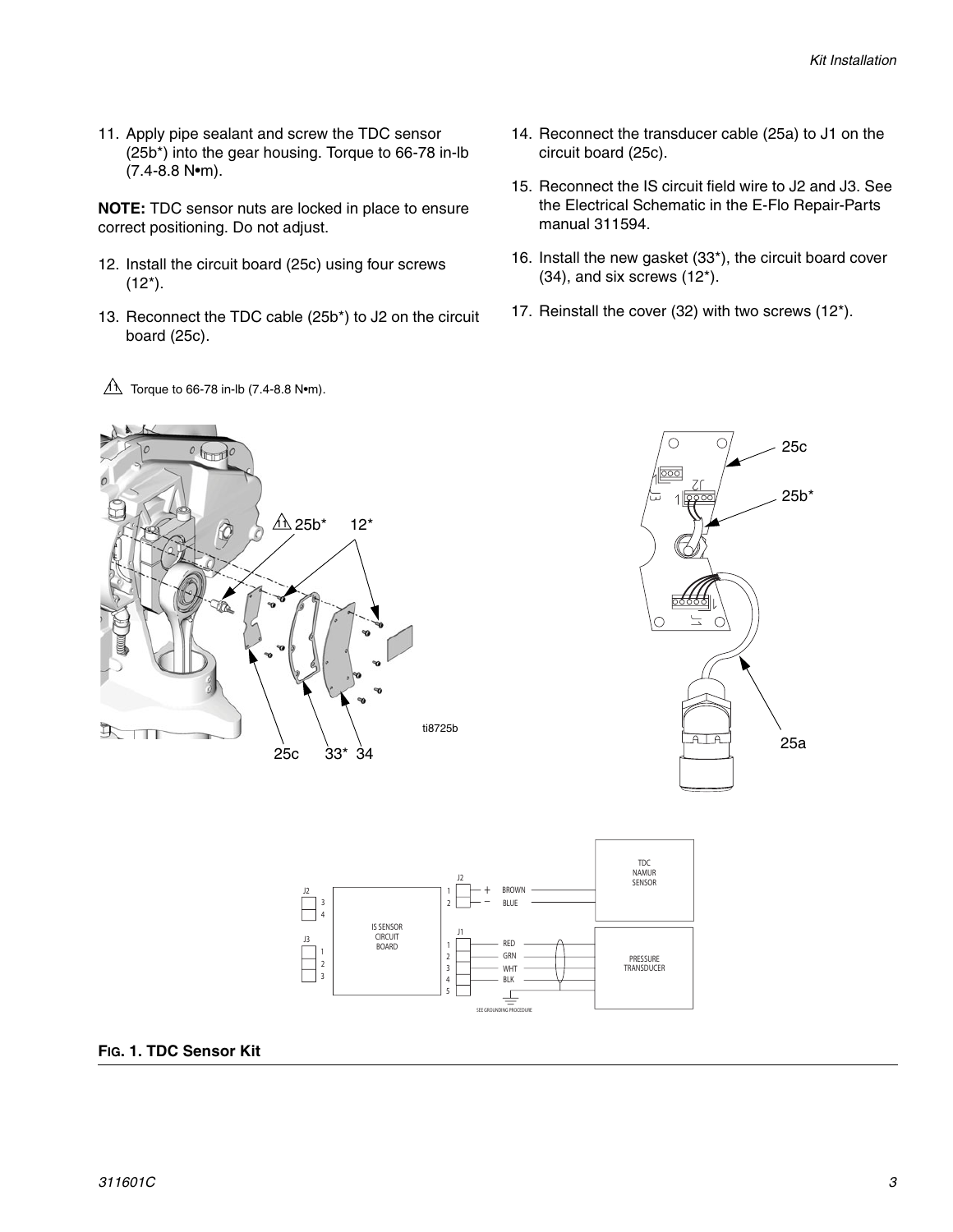11. Apply pipe sealant and screw the TDC sensor (25b*) into the gear housing. Torque to 66-78 in-lb (7.4-8.8 N•m).

**NOTE:** TDC sensor nuts are locked in place to ensure correct positioning. Do not adjust.

12. Install the circuit board (25c) using four screws (12*).
13. Reconnect the TDC cable (25b*) to J2 on the circuit board (25c).
14. Reconnect the transducer cable (25a) to J1 on the circuit board (25c).
15. Reconnect the IS circuit field wire to J2 and J3. See the Electrical Schematic in the E-Flo Repair-Parts manual 311594.
16. Install the new gasket (33*), the circuit board cover (34), and six screws (12*).
17. Reinstall the cover (32) with two screws (12*).

⚠1 Torque to 66-78 in-lb (7.4-8.8 N•m).

**FIG. 1. TDC Sensor Kit**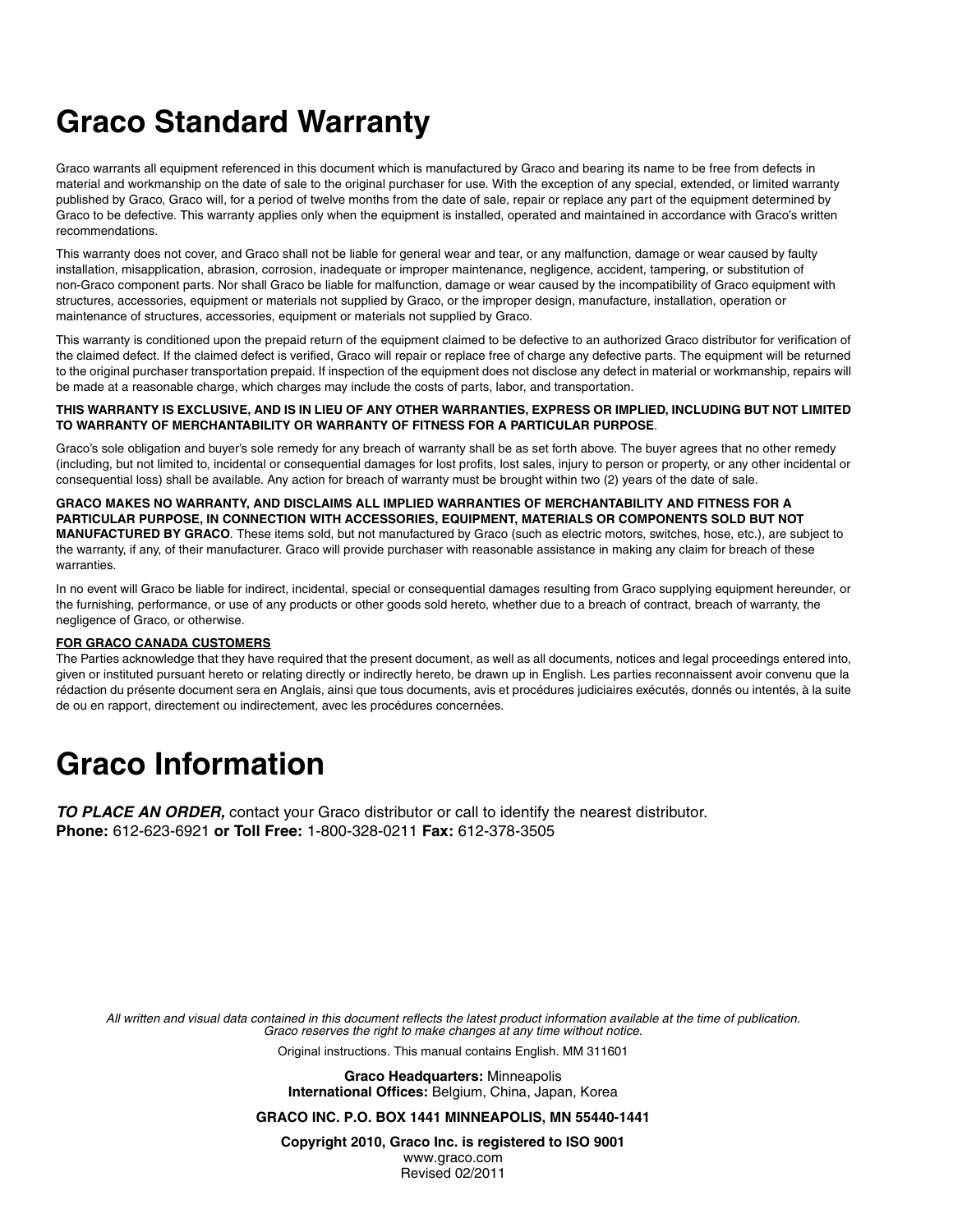# Graco Standard Warranty

Graco warrants all equipment referenced in this document which is manufactured by Graco and bearing its name to be free from defects in material and workmanship on the date of sale to the original purchaser for use. With the exception of any special, extended, or limited warranty published by Graco, Graco will, for a period of twelve months from the date of sale, repair or replace any part of the equipment determined by Graco to be defective. This warranty applies only when the equipment is installed, operated and maintained in accordance with Graco's written recommendations.

This warranty does not cover, and Graco shall not be liable for general wear and tear, or any malfunction, damage or wear caused by faulty installation, misapplication, abrasion, corrosion, inadequate or improper maintenance, negligence, accident, tampering, or substitution of non-Graco component parts. Nor shall Graco be liable for malfunction, damage or wear caused by the incompatibility of Graco equipment with structures, accessories, equipment or materials not supplied by Graco, or the improper design, manufacture, installation, operation or maintenance of structures, accessories, equipment or materials not supplied by Graco.

This warranty is conditioned upon the prepaid return of the equipment claimed to be defective to an authorized Graco distributor for verification of the claimed defect. If the claimed defect is verified, Graco will repair or replace free of charge any defective parts. The equipment will be returned to the original purchaser transportation prepaid. If inspection of the equipment does not disclose any defect in material or workmanship, repairs will be made at a reasonable charge, which charges may include the costs of parts, labor, and transportation.

**THIS WARRANTY IS EXCLUSIVE, AND IS IN LIEU OF ANY OTHER WARRANTIES, EXPRESS OR IMPLIED, INCLUDING BUT NOT LIMITED TO WARRANTY OF MERCHANTABILITY OR WARRANTY OF FITNESS FOR A PARTICULAR PURPOSE**.

Graco's sole obligation and buyer's sole remedy for any breach of warranty shall be as set forth above. The buyer agrees that no other remedy (including, but not limited to, incidental or consequential damages for lost profits, lost sales, injury to person or property, or any other incidental or consequential loss) shall be available. Any action for breach of warranty must be brought within two (2) years of the date of sale.

**GRACO MAKES NO WARRANTY, AND DISCLAIMS ALL IMPLIED WARRANTIES OF MERCHANTABILITY AND FITNESS FOR A PARTICULAR PURPOSE, IN CONNECTION WITH ACCESSORIES, EQUIPMENT, MATERIALS OR COMPONENTS SOLD BUT NOT MANUFACTURED BY GRACO**. These items sold, but not manufactured by Graco (such as electric motors, switches, hose, etc.), are subject to the warranty, if any, of their manufacturer. Graco will provide purchaser with reasonable assistance in making any claim for breach of these warranties.

In no event will Graco be liable for indirect, incidental, special or consequential damages resulting from Graco supplying equipment hereunder, or the furnishing, performance, or use of any products or other goods sold hereto, whether due to a breach of contract, breach of warranty, the negligence of Graco, or otherwise.

**FOR GRACO CANADA CUSTOMERS**

The Parties acknowledge that they have required that the present document, as well as all documents, notices and legal proceedings entered into, given or instituted pursuant hereto or relating directly or indirectly hereto, be drawn up in English. Les parties reconnaissent avoir convenu que la rédaction du présente document sera en Anglais, ainsi que tous documents, avis et procédures judiciaires exécutés, donnés ou intentés, à la suite de ou en rapport, directement ou indirectement, avec les procédures concernées.

# Graco Information

***TO PLACE AN ORDER,*** contact your Graco distributor or call to identify the nearest distributor.
**Phone:** 612-623-6921 **or Toll Free:** 1-800-328-0211 **Fax:** 612-378-3505

*All written and visual data contained in this document reflects the latest product information available at the time of publication. Graco reserves the right to make changes at any time without notice.*

Original instructions. This manual contains English. MM 311601

**Graco Headquarters:** Minneapolis
**International Offices:** Belgium, China, Japan, Korea

**GRACO INC. P.O. BOX 1441 MINNEAPOLIS, MN 55440-1441**

**Copyright 2010, Graco Inc. is registered to ISO 9001**
www.graco.com
Revised 02/2011